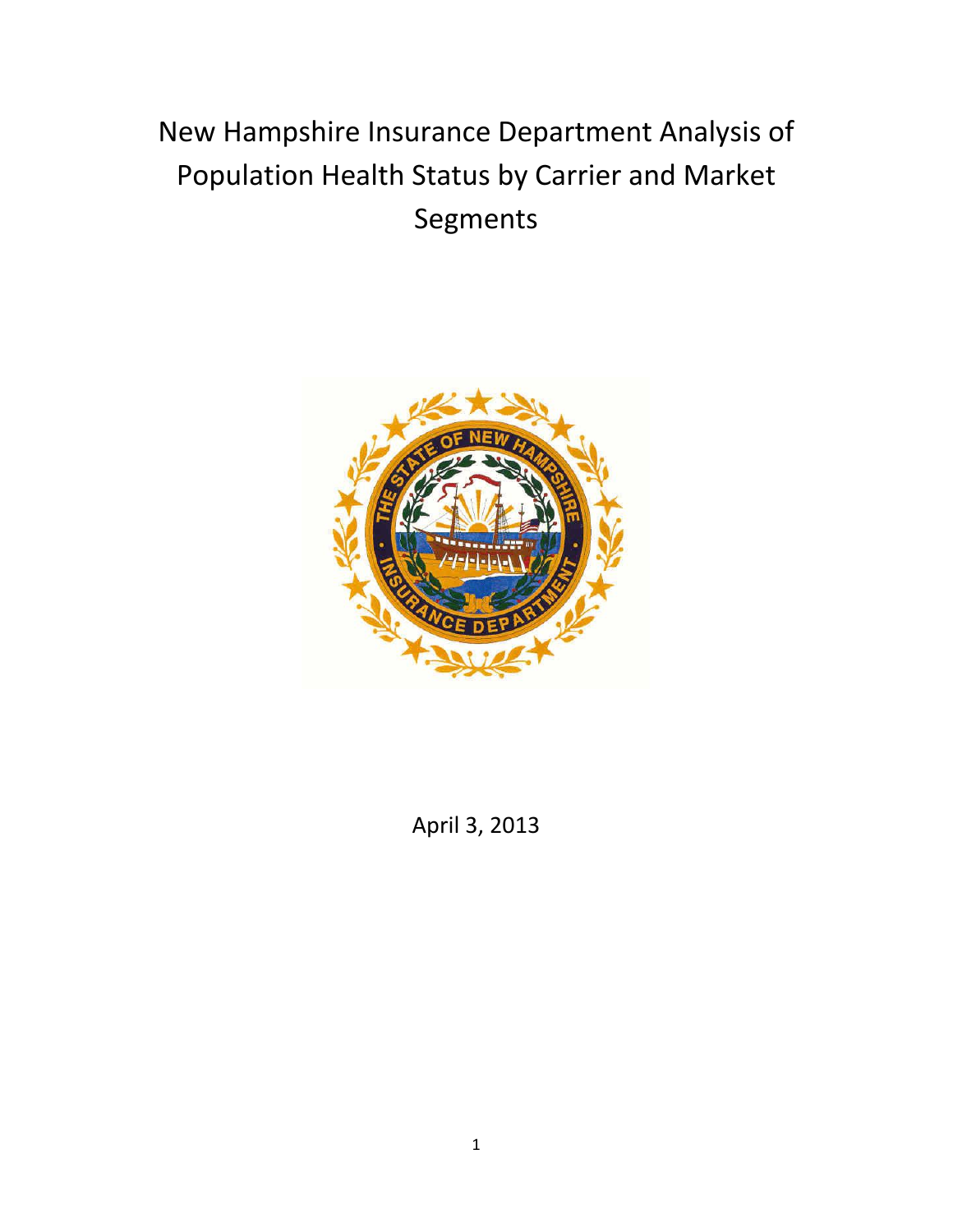# New Hampshire Insurance Department Analysis of Population Health Status by Carrier and Market Segments

April 3, 2013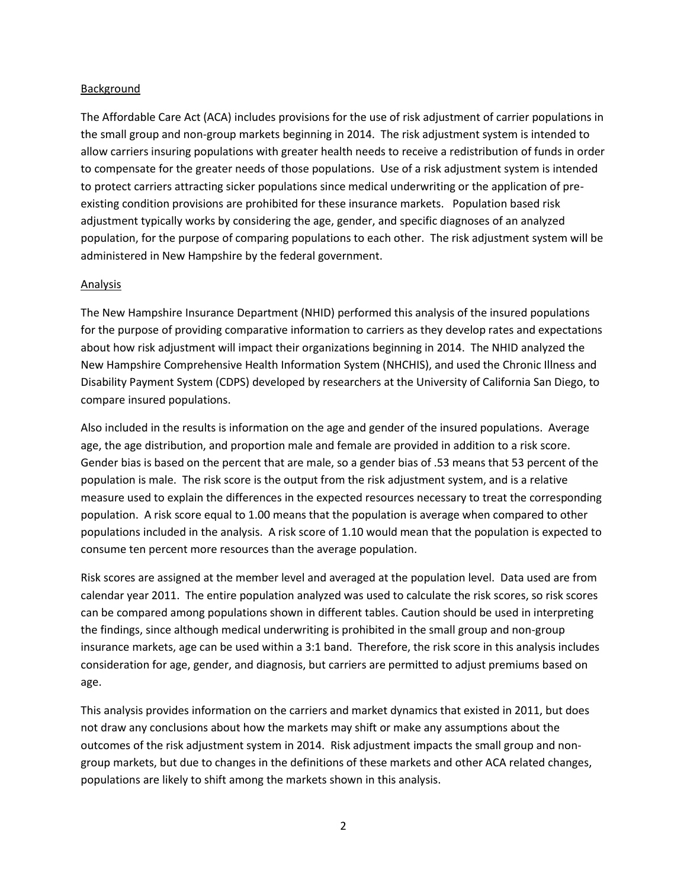## Background

The Affordable Care Act (ACA) includes provisions for the use of risk adjustment of carrier populations in the small group and non-group markets beginning in 2014. The risk adjustment system is intended to allow carriers insuring populations with greater health needs to receive a redistribution of funds in order to compensate for the greater needs of those populations. Use of a risk adjustment system is intended to protect carriers attracting sicker populations since medical underwriting or the application of pre-existing condition provisions are prohibited for these insurance markets. Population based risk adjustment typically works by considering the age, gender, and specific diagnoses of an analyzed population, for the purpose of comparing populations to each other. The risk adjustment system will be administered in New Hampshire by the federal government.

## Analysis

The New Hampshire Insurance Department (NHID) performed this analysis of the insured populations for the purpose of providing comparative information to carriers as they develop rates and expectations about how risk adjustment will impact their organizations beginning in 2014. The NHID analyzed the New Hampshire Comprehensive Health Information System (NHCHIS), and used the Chronic Illness and Disability Payment System (CDPS) developed by researchers at the University of California San Diego, to compare insured populations.

Also included in the results is information on the age and gender of the insured populations. Average age, the age distribution, and proportion male and female are provided in addition to a risk score. Gender bias is based on the percent that are male, so a gender bias of .53 means that 53 percent of the population is male. The risk score is the output from the risk adjustment system, and is a relative measure used to explain the differences in the expected resources necessary to treat the corresponding population. A risk score equal to 1.00 means that the population is average when compared to other populations included in the analysis. A risk score of 1.10 would mean that the population is expected to consume ten percent more resources than the average population.

Risk scores are assigned at the member level and averaged at the population level. Data used are from calendar year 2011. The entire population analyzed was used to calculate the risk scores, so risk scores can be compared among populations shown in different tables. Caution should be used in interpreting the findings, since although medical underwriting is prohibited in the small group and non-group insurance markets, age can be used within a 3:1 band. Therefore, the risk score in this analysis includes consideration for age, gender, and diagnosis, but carriers are permitted to adjust premiums based on age.

This analysis provides information on the carriers and market dynamics that existed in 2011, but does not draw any conclusions about how the markets may shift or make any assumptions about the outcomes of the risk adjustment system in 2014. Risk adjustment impacts the small group and non-group markets, but due to changes in the definitions of these markets and other ACA related changes, populations are likely to shift among the markets shown in this analysis.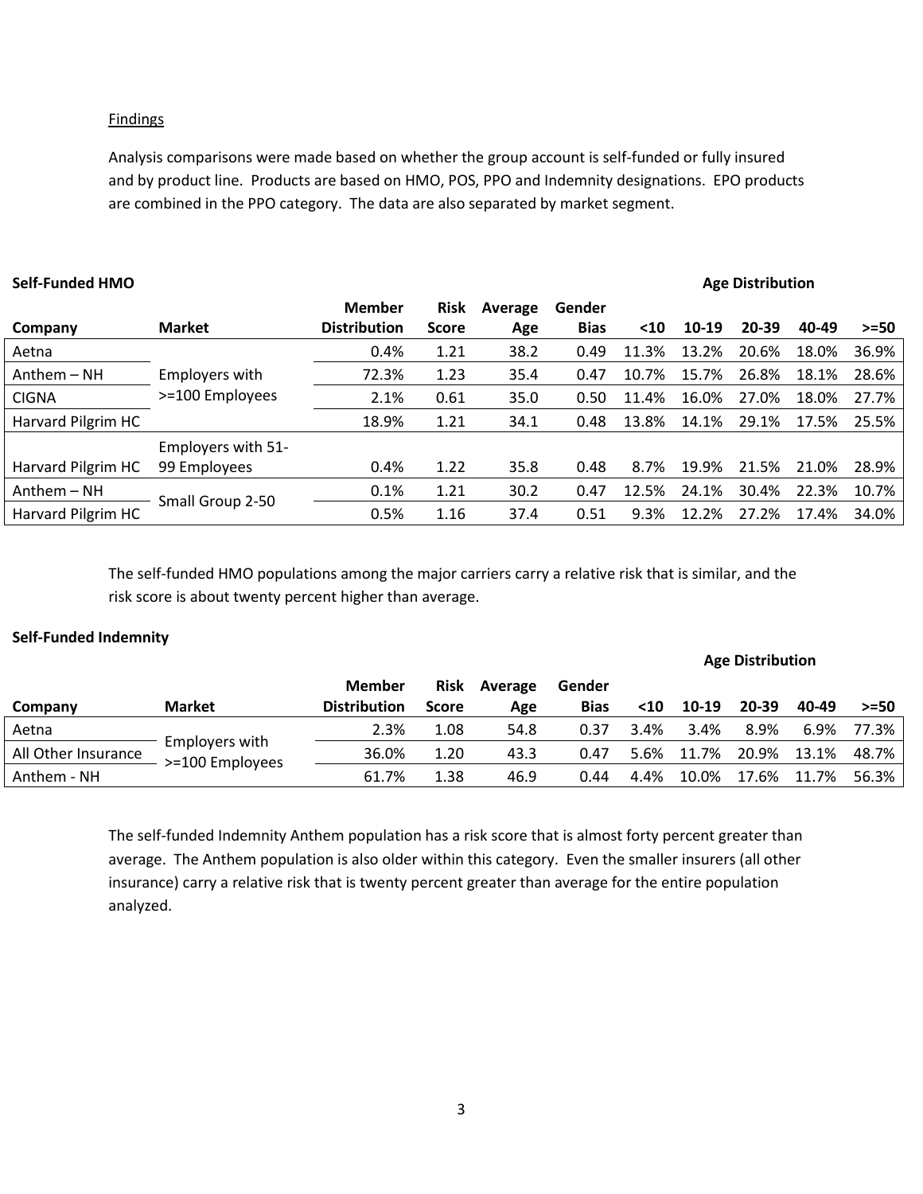Findings

Analysis comparisons were made based on whether the group account is self-funded or fully insured and by product line. Products are based on HMO, POS, PPO and Indemnity designations. EPO products are combined in the PPO category. The data are also separated by market segment.

**Self-Funded HMO**

| Company | Market | Member Distribution | Risk Score | Average Age | Gender Bias | Age Distribution <10 | 10-19 | 20-39 | 40-49 | >=50 |
|---|---|---|---|---|---|---|---|---|---|---|
| Aetna | Employers with >=100 Employees | 0.4% | 1.21 | 38.2 | 0.49 | 11.3% | 13.2% | 20.6% | 18.0% | 36.9% |
| Anthem – NH | | 72.3% | 1.23 | 35.4 | 0.47 | 10.7% | 15.7% | 26.8% | 18.1% | 28.6% |
| CIGNA | | 2.1% | 0.61 | 35.0 | 0.50 | 11.4% | 16.0% | 27.0% | 18.0% | 27.7% |
| Harvard Pilgrim HC | | 18.9% | 1.21 | 34.1 | 0.48 | 13.8% | 14.1% | 29.1% | 17.5% | 25.5% |
| Harvard Pilgrim HC | Employers with 51-99 Employees | 0.4% | 1.22 | 35.8 | 0.48 | 8.7% | 19.9% | 21.5% | 21.0% | 28.9% |
| Anthem – NH | Small Group 2-50 | 0.1% | 1.21 | 30.2 | 0.47 | 12.5% | 24.1% | 30.4% | 22.3% | 10.7% |
| Harvard Pilgrim HC | | 0.5% | 1.16 | 37.4 | 0.51 | 9.3% | 12.2% | 27.2% | 17.4% | 34.0% |

The self-funded HMO populations among the major carriers carry a relative risk that is similar, and the risk score is about twenty percent higher than average.

**Self-Funded Indemnity**

| Company | Market | Member Distribution | Risk Score | Average Age | Gender Bias | Age Distribution <10 | 10-19 | 20-39 | 40-49 | >=50 |
|---|---|---|---|---|---|---|---|---|---|---|
| Aetna | Employers with >=100 Employees | 2.3% | 1.08 | 54.8 | 0.37 | 3.4% | 3.4% | 8.9% | 6.9% | 77.3% |
| All Other Insurance | | 36.0% | 1.20 | 43.3 | 0.47 | 5.6% | 11.7% | 20.9% | 13.1% | 48.7% |
| Anthem - NH | | 61.7% | 1.38 | 46.9 | 0.44 | 4.4% | 10.0% | 17.6% | 11.7% | 56.3% |

The self-funded Indemnity Anthem population has a risk score that is almost forty percent greater than average. The Anthem population is also older within this category. Even the smaller insurers (all other insurance) carry a relative risk that is twenty percent greater than average for the entire population analyzed.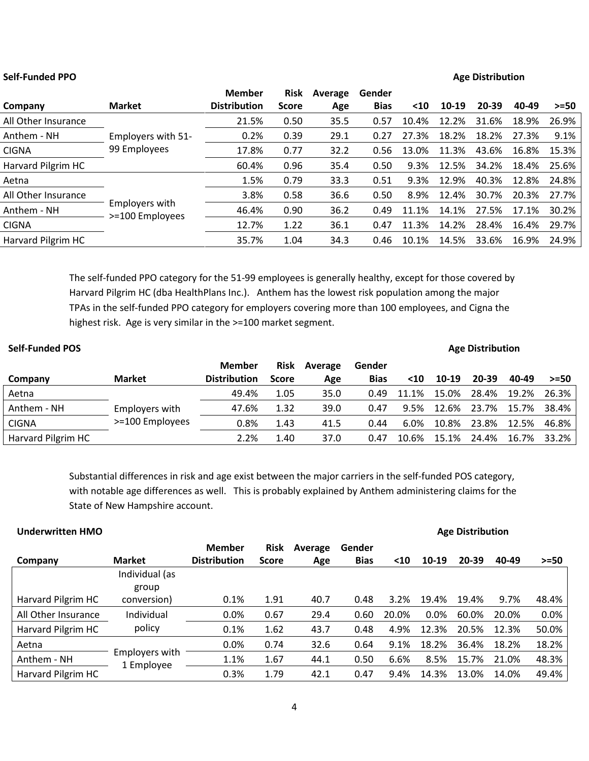**Self-Funded PPO**

| Company | Market | Member Distribution | Risk Score | Average Age | Gender Bias | Age Distribution <10 | 10-19 | 20-39 | 40-49 | >=50 |
|---|---|---|---|---|---|---|---|---|---|---|
| All Other Insurance | Employers with 51-99 Employees | 21.5% | 0.50 | 35.5 | 0.57 | 10.4% | 12.2% | 31.6% | 18.9% | 26.9% |
| Anthem - NH | | 0.2% | 0.39 | 29.1 | 0.27 | 27.3% | 18.2% | 18.2% | 27.3% | 9.1% |
| CIGNA | | 17.8% | 0.77 | 32.2 | 0.56 | 13.0% | 11.3% | 43.6% | 16.8% | 15.3% |
| Harvard Pilgrim HC | | 60.4% | 0.96 | 35.4 | 0.50 | 9.3% | 12.5% | 34.2% | 18.4% | 25.6% |
| Aetna | Employers with >=100 Employees | 1.5% | 0.79 | 33.3 | 0.51 | 9.3% | 12.9% | 40.3% | 12.8% | 24.8% |
| All Other Insurance | | 3.8% | 0.58 | 36.6 | 0.50 | 8.9% | 12.4% | 30.7% | 20.3% | 27.7% |
| Anthem - NH | | 46.4% | 0.90 | 36.2 | 0.49 | 11.1% | 14.1% | 27.5% | 17.1% | 30.2% |
| CIGNA | | 12.7% | 1.22 | 36.1 | 0.47 | 11.3% | 14.2% | 28.4% | 16.4% | 29.7% |
| Harvard Pilgrim HC | | 35.7% | 1.04 | 34.3 | 0.46 | 10.1% | 14.5% | 33.6% | 16.9% | 24.9% |

The self-funded PPO category for the 51-99 employees is generally healthy, except for those covered by Harvard Pilgrim HC (dba HealthPlans Inc.). Anthem has the lowest risk population among the major TPAs in the self-funded PPO category for employers covering more than 100 employees, and Cigna the highest risk. Age is very similar in the >=100 market segment.

**Self-Funded POS**

| Company | Market | Member Distribution | Risk Score | Average Age | Gender Bias | Age Distribution <10 | 10-19 | 20-39 | 40-49 | >=50 |
|---|---|---|---|---|---|---|---|---|---|---|
| Aetna | Employers with >=100 Employees | 49.4% | 1.05 | 35.0 | 0.49 | 11.1% | 15.0% | 28.4% | 19.2% | 26.3% |
| Anthem - NH | | 47.6% | 1.32 | 39.0 | 0.47 | 9.5% | 12.6% | 23.7% | 15.7% | 38.4% |
| CIGNA | | 0.8% | 1.43 | 41.5 | 0.44 | 6.0% | 10.8% | 23.8% | 12.5% | 46.8% |
| Harvard Pilgrim HC | | 2.2% | 1.40 | 37.0 | 0.47 | 10.6% | 15.1% | 24.4% | 16.7% | 33.2% |

Substantial differences in risk and age exist between the major carriers in the self-funded POS category, with notable age differences as well. This is probably explained by Anthem administering claims for the State of New Hampshire account.

**Underwritten HMO**

| Company | Market | Member Distribution | Risk Score | Average Age | Gender Bias | Age Distribution <10 | 10-19 | 20-39 | 40-49 | >=50 |
|---|---|---|---|---|---|---|---|---|---|---|
| Harvard Pilgrim HC | Individual (as group conversion) | 0.1% | 1.91 | 40.7 | 0.48 | 3.2% | 19.4% | 19.4% | 9.7% | 48.4% |
| All Other Insurance | Individual policy | 0.0% | 0.67 | 29.4 | 0.60 | 20.0% | 0.0% | 60.0% | 20.0% | 0.0% |
| Harvard Pilgrim HC | | 0.1% | 1.62 | 43.7 | 0.48 | 4.9% | 12.3% | 20.5% | 12.3% | 50.0% |
| Aetna | Employers with 1 Employee | 0.0% | 0.74 | 32.6 | 0.64 | 9.1% | 18.2% | 36.4% | 18.2% | 18.2% |
| Anthem - NH | | 1.1% | 1.67 | 44.1 | 0.50 | 6.6% | 8.5% | 15.7% | 21.0% | 48.3% |
| Harvard Pilgrim HC | | 0.3% | 1.79 | 42.1 | 0.47 | 9.4% | 14.3% | 13.0% | 14.0% | 49.4% |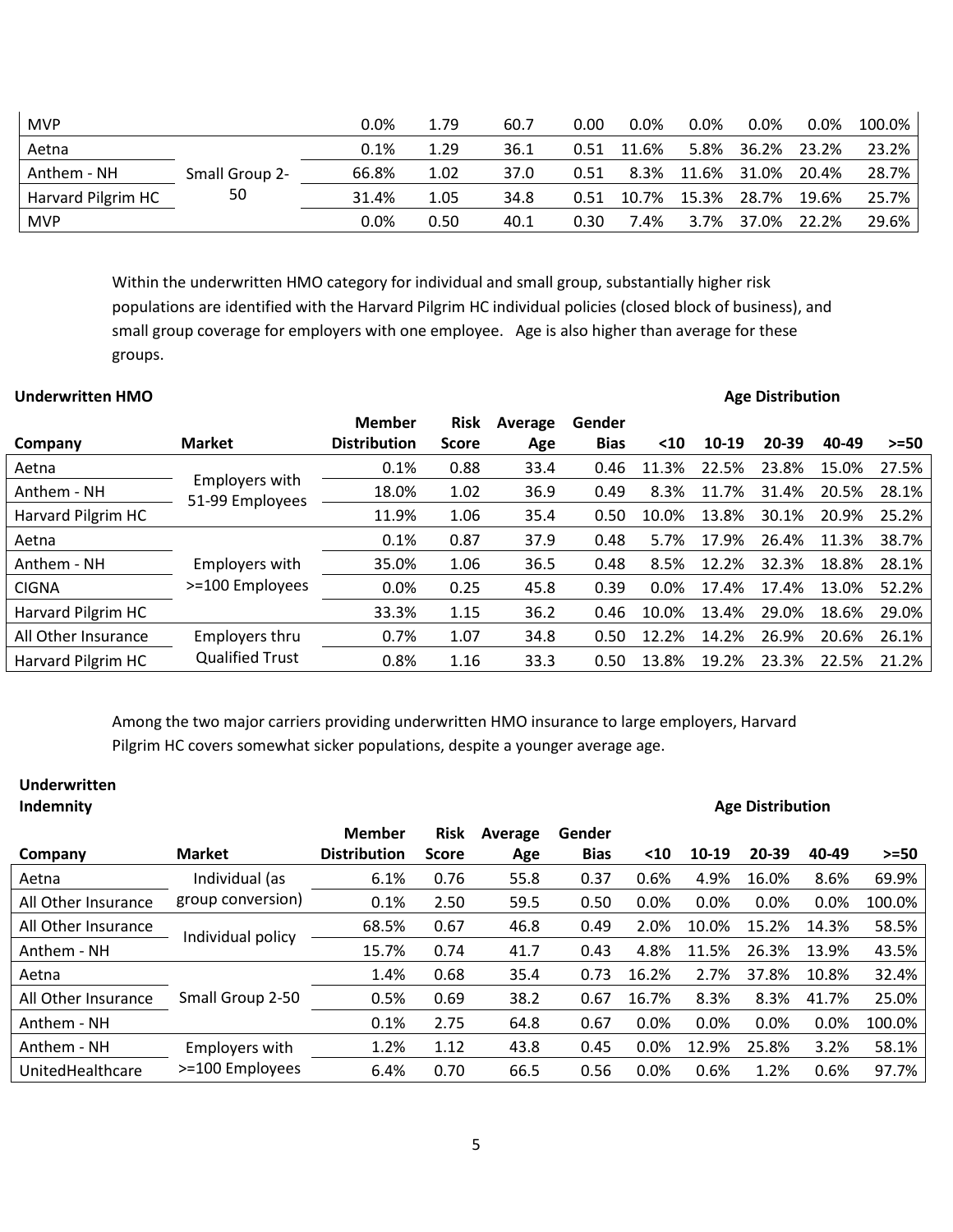| MVP | | 0.0% | 1.79 | 60.7 | 0.00 | 0.0% | 0.0% | 0.0% | 0.0% | 100.0% |
|---|---|---|---|---|---|---|---|---|---|---|
| Aetna | Small Group 2-50 | 0.1% | 1.29 | 36.1 | 0.51 | 11.6% | 5.8% | 36.2% | 23.2% | 23.2% |
| Anthem - NH | | 66.8% | 1.02 | 37.0 | 0.51 | 8.3% | 11.6% | 31.0% | 20.4% | 28.7% |
| Harvard Pilgrim HC | | 31.4% | 1.05 | 34.8 | 0.51 | 10.7% | 15.3% | 28.7% | 19.6% | 25.7% |
| MVP | | 0.0% | 0.50 | 40.1 | 0.30 | 7.4% | 3.7% | 37.0% | 22.2% | 29.6% |

Within the underwritten HMO category for individual and small group, substantially higher risk populations are identified with the Harvard Pilgrim HC individual policies (closed block of business), and small group coverage for employers with one employee. Age is also higher than average for these groups.

**Underwritten HMO**

| Company | Market | Member Distribution | Risk Score | Average Age | Gender Bias | Age Distribution <10 | 10-19 | 20-39 | 40-49 | >=50 |
|---|---|---|---|---|---|---|---|---|---|---|
| Aetna | Employers with 51-99 Employees | 0.1% | 0.88 | 33.4 | 0.46 | 11.3% | 22.5% | 23.8% | 15.0% | 27.5% |
| Anthem - NH | | 18.0% | 1.02 | 36.9 | 0.49 | 8.3% | 11.7% | 31.4% | 20.5% | 28.1% |
| Harvard Pilgrim HC | | 11.9% | 1.06 | 35.4 | 0.50 | 10.0% | 13.8% | 30.1% | 20.9% | 25.2% |
| Aetna | Employers with >=100 Employees | 0.1% | 0.87 | 37.9 | 0.48 | 5.7% | 17.9% | 26.4% | 11.3% | 38.7% |
| Anthem - NH | | 35.0% | 1.06 | 36.5 | 0.48 | 8.5% | 12.2% | 32.3% | 18.8% | 28.1% |
| CIGNA | | 0.0% | 0.25 | 45.8 | 0.39 | 0.0% | 17.4% | 17.4% | 13.0% | 52.2% |
| Harvard Pilgrim HC | | 33.3% | 1.15 | 36.2 | 0.46 | 10.0% | 13.4% | 29.0% | 18.6% | 29.0% |
| All Other Insurance | Employers thru Qualified Trust | 0.7% | 1.07 | 34.8 | 0.50 | 12.2% | 14.2% | 26.9% | 20.6% | 26.1% |
| Harvard Pilgrim HC | | 0.8% | 1.16 | 33.3 | 0.50 | 13.8% | 19.2% | 23.3% | 22.5% | 21.2% |

Among the two major carriers providing underwritten HMO insurance to large employers, Harvard Pilgrim HC covers somewhat sicker populations, despite a younger average age.

**Underwritten Indemnity**

| Company | Market | Member Distribution | Risk Score | Average Age | Gender Bias | Age Distribution <10 | 10-19 | 20-39 | 40-49 | >=50 |
|---|---|---|---|---|---|---|---|---|---|---|
| Aetna | Individual (as group conversion) | 6.1% | 0.76 | 55.8 | 0.37 | 0.6% | 4.9% | 16.0% | 8.6% | 69.9% |
| All Other Insurance | | 0.1% | 2.50 | 59.5 | 0.50 | 0.0% | 0.0% | 0.0% | 0.0% | 100.0% |
| All Other Insurance | Individual policy | 68.5% | 0.67 | 46.8 | 0.49 | 2.0% | 10.0% | 15.2% | 14.3% | 58.5% |
| Anthem - NH | | 15.7% | 0.74 | 41.7 | 0.43 | 4.8% | 11.5% | 26.3% | 13.9% | 43.5% |
| Aetna | Small Group 2-50 | 1.4% | 0.68 | 35.4 | 0.73 | 16.2% | 2.7% | 37.8% | 10.8% | 32.4% |
| All Other Insurance | | 0.5% | 0.69 | 38.2 | 0.67 | 16.7% | 8.3% | 8.3% | 41.7% | 25.0% |
| Anthem - NH | | 0.1% | 2.75 | 64.8 | 0.67 | 0.0% | 0.0% | 0.0% | 0.0% | 100.0% |
| Anthem - NH | Employers with >=100 Employees | 1.2% | 1.12 | 43.8 | 0.45 | 0.0% | 12.9% | 25.8% | 3.2% | 58.1% |
| UnitedHealthcare | | 6.4% | 0.70 | 66.5 | 0.56 | 0.0% | 0.6% | 1.2% | 0.6% | 97.7% |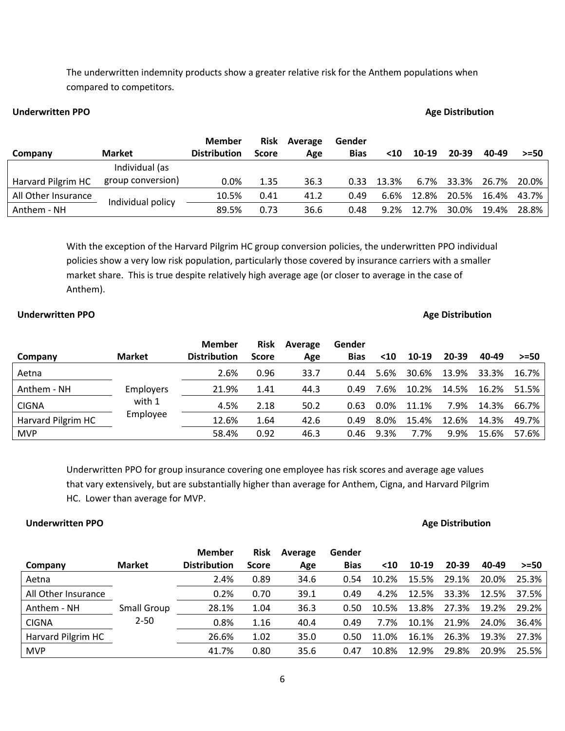The underwritten indemnity products show a greater relative risk for the Anthem populations when compared to competitors.

**Underwritten PPO** | **Age Distribution**

| Company | Market | Member Distribution | Risk Score | Average Age | Gender Bias | <10 | 10-19 | 20-39 | 40-49 | >=50 |
|---|---|---|---|---|---|---|---|---|---|---|
| Harvard Pilgrim HC | Individual (as group conversion) | 0.0% | 1.35 | 36.3 | 0.33 | 13.3% | 6.7% | 33.3% | 26.7% | 20.0% |
| All Other Insurance | Individual policy | 10.5% | 0.41 | 41.2 | 0.49 | 6.6% | 12.8% | 20.5% | 16.4% | 43.7% |
| Anthem - NH | | 89.5% | 0.73 | 36.6 | 0.48 | 9.2% | 12.7% | 30.0% | 19.4% | 28.8% |

With the exception of the Harvard Pilgrim HC group conversion policies, the underwritten PPO individual policies show a very low risk population, particularly those covered by insurance carriers with a smaller market share. This is true despite relatively high average age (or closer to average in the case of Anthem).

**Underwritten PPO** | **Age Distribution**

| Company | Market | Member Distribution | Risk Score | Average Age | Gender Bias | <10 | 10-19 | 20-39 | 40-49 | >=50 |
|---|---|---|---|---|---|---|---|---|---|---|
| Aetna | Employers with 1 Employee | 2.6% | 0.96 | 33.7 | 0.44 | 5.6% | 30.6% | 13.9% | 33.3% | 16.7% |
| Anthem - NH | | 21.9% | 1.41 | 44.3 | 0.49 | 7.6% | 10.2% | 14.5% | 16.2% | 51.5% |
| CIGNA | | 4.5% | 2.18 | 50.2 | 0.63 | 0.0% | 11.1% | 7.9% | 14.3% | 66.7% |
| Harvard Pilgrim HC | | 12.6% | 1.64 | 42.6 | 0.49 | 8.0% | 15.4% | 12.6% | 14.3% | 49.7% |
| MVP | | 58.4% | 0.92 | 46.3 | 0.46 | 9.3% | 7.7% | 9.9% | 15.6% | 57.6% |

Underwritten PPO for group insurance covering one employee has risk scores and average age values that vary extensively, but are substantially higher than average for Anthem, Cigna, and Harvard Pilgrim HC. Lower than average for MVP.

**Underwritten PPO** | **Age Distribution**

| Company | Market | Member Distribution | Risk Score | Average Age | Gender Bias | <10 | 10-19 | 20-39 | 40-49 | >=50 |
|---|---|---|---|---|---|---|---|---|---|---|
| Aetna | Small Group 2-50 | 2.4% | 0.89 | 34.6 | 0.54 | 10.2% | 15.5% | 29.1% | 20.0% | 25.3% |
| All Other Insurance | | 0.2% | 0.70 | 39.1 | 0.49 | 4.2% | 12.5% | 33.3% | 12.5% | 37.5% |
| Anthem - NH | | 28.1% | 1.04 | 36.3 | 0.50 | 10.5% | 13.8% | 27.3% | 19.2% | 29.2% |
| CIGNA | | 0.8% | 1.16 | 40.4 | 0.49 | 7.7% | 10.1% | 21.9% | 24.0% | 36.4% |
| Harvard Pilgrim HC | | 26.6% | 1.02 | 35.0 | 0.50 | 11.0% | 16.1% | 26.3% | 19.3% | 27.3% |
| MVP | | 41.7% | 0.80 | 35.6 | 0.47 | 10.8% | 12.9% | 29.8% | 20.9% | 25.5% |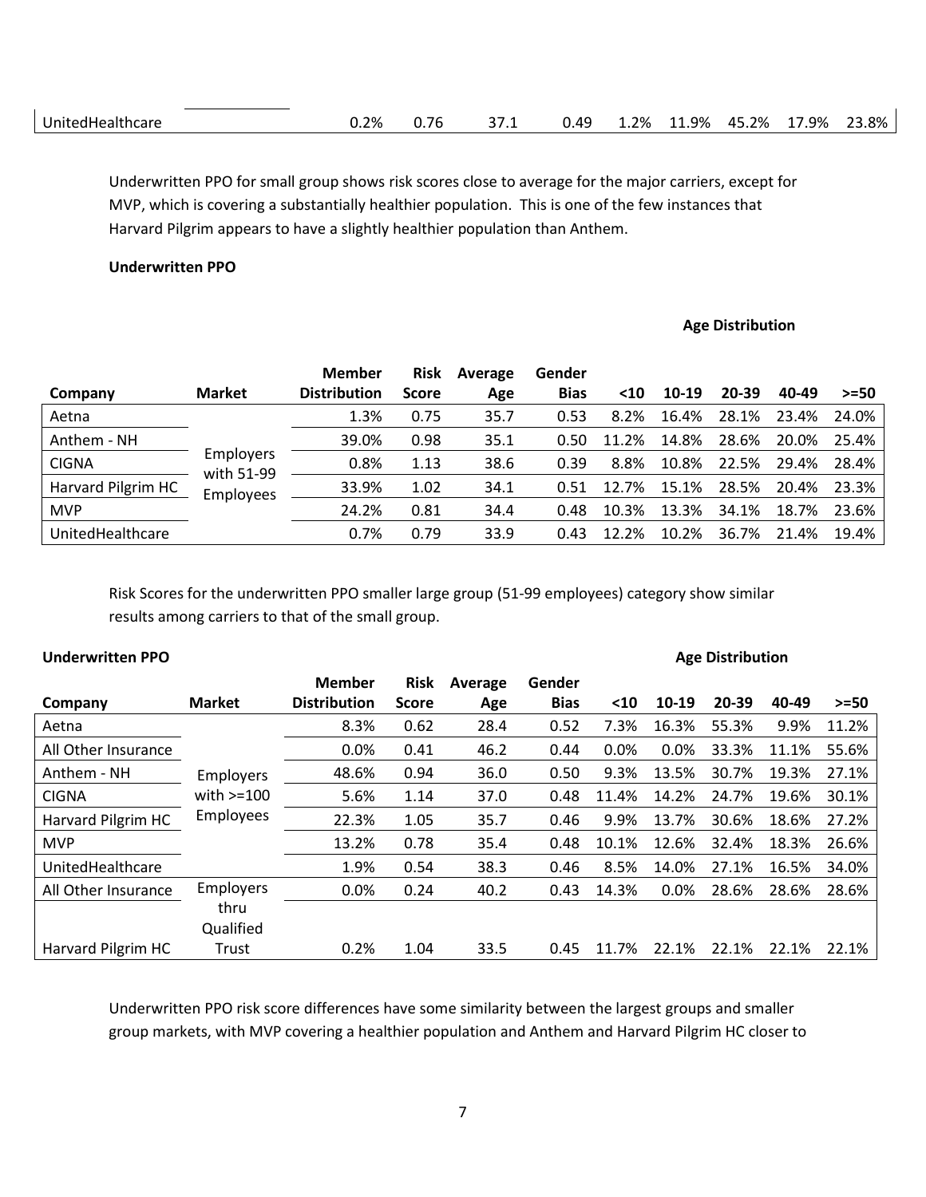| UnitedHealthcare | | 0.2% | 0.76 | 37.1 | 0.49 | 1.2% | 11.9% | 45.2% | 17.9% | 23.8% |
|---|---|---|---|---|---|---|---|---|---|---|

Underwritten PPO for small group shows risk scores close to average for the major carriers, except for MVP, which is covering a substantially healthier population. This is one of the few instances that Harvard Pilgrim appears to have a slightly healthier population than Anthem.

**Underwritten PPO**

| | | | | | | **Age Distribution** | | | | |
|---|---|---|---|---|---|---|---|---|---|---|
| **Company** | **Market** | **Member Distribution** | **Risk Score** | **Average Age** | **Gender Bias** | **<10** | **10-19** | **20-39** | **40-49** | **>=50** |
| Aetna | Employers with 51-99 Employees | 1.3% | 0.75 | 35.7 | 0.53 | 8.2% | 16.4% | 28.1% | 23.4% | 24.0% |
| Anthem - NH | | 39.0% | 0.98 | 35.1 | 0.50 | 11.2% | 14.8% | 28.6% | 20.0% | 25.4% |
| CIGNA | | 0.8% | 1.13 | 38.6 | 0.39 | 8.8% | 10.8% | 22.5% | 29.4% | 28.4% |
| Harvard Pilgrim HC | | 33.9% | 1.02 | 34.1 | 0.51 | 12.7% | 15.1% | 28.5% | 20.4% | 23.3% |
| MVP | | 24.2% | 0.81 | 34.4 | 0.48 | 10.3% | 13.3% | 34.1% | 18.7% | 23.6% |
| UnitedHealthcare | | 0.7% | 0.79 | 33.9 | 0.43 | 12.2% | 10.2% | 36.7% | 21.4% | 19.4% |

Risk Scores for the underwritten PPO smaller large group (51-99 employees) category show similar results among carriers to that of the small group.

**Underwritten PPO**

| | | | | | | **Age Distribution** | | | | |
|---|---|---|---|---|---|---|---|---|---|---|
| **Company** | **Market** | **Member Distribution** | **Risk Score** | **Average Age** | **Gender Bias** | **<10** | **10-19** | **20-39** | **40-49** | **>=50** |
| Aetna | Employers with >=100 Employees | 8.3% | 0.62 | 28.4 | 0.52 | 7.3% | 16.3% | 55.3% | 9.9% | 11.2% |
| All Other Insurance | | 0.0% | 0.41 | 46.2 | 0.44 | 0.0% | 0.0% | 33.3% | 11.1% | 55.6% |
| Anthem - NH | | 48.6% | 0.94 | 36.0 | 0.50 | 9.3% | 13.5% | 30.7% | 19.3% | 27.1% |
| CIGNA | | 5.6% | 1.14 | 37.0 | 0.48 | 11.4% | 14.2% | 24.7% | 19.6% | 30.1% |
| Harvard Pilgrim HC | | 22.3% | 1.05 | 35.7 | 0.46 | 9.9% | 13.7% | 30.6% | 18.6% | 27.2% |
| MVP | | 13.2% | 0.78 | 35.4 | 0.48 | 10.1% | 12.6% | 32.4% | 18.3% | 26.6% |
| UnitedHealthcare | | 1.9% | 0.54 | 38.3 | 0.46 | 8.5% | 14.0% | 27.1% | 16.5% | 34.0% |
| All Other Insurance | Employers thru Qualified Trust | 0.0% | 0.24 | 40.2 | 0.43 | 14.3% | 0.0% | 28.6% | 28.6% | 28.6% |
| Harvard Pilgrim HC | | 0.2% | 1.04 | 33.5 | 0.45 | 11.7% | 22.1% | 22.1% | 22.1% | 22.1% |

Underwritten PPO risk score differences have some similarity between the largest groups and smaller group markets, with MVP covering a healthier population and Anthem and Harvard Pilgrim HC closer to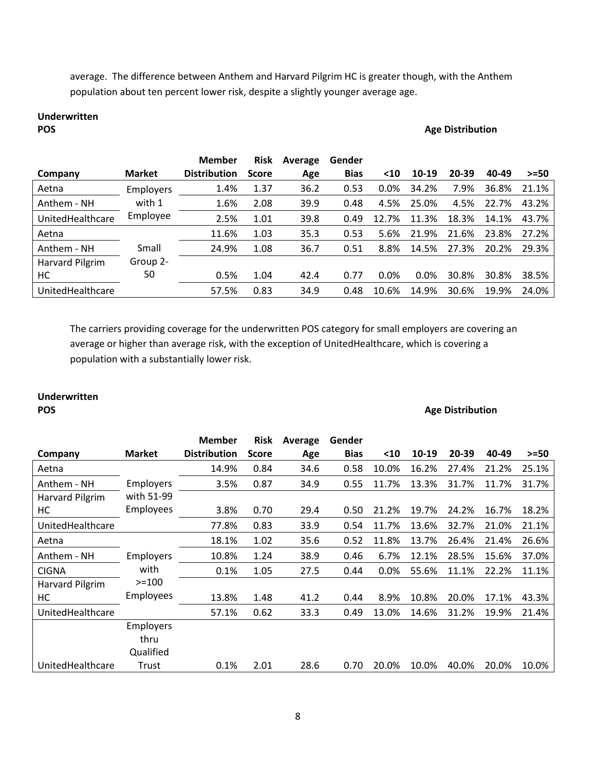average. The difference between Anthem and Harvard Pilgrim HC is greater though, with the Anthem population about ten percent lower risk, despite a slightly younger average age.

**Underwritten POS**

| Company | Market | Member Distribution | Risk Score | Average Age | Gender Bias | Age Distribution <10 | 10-19 | 20-39 | 40-49 | >=50 |
|---|---|---|---|---|---|---|---|---|---|---|
| Aetna | Employers with 1 Employee | 1.4% | 1.37 | 36.2 | 0.53 | 0.0% | 34.2% | 7.9% | 36.8% | 21.1% |
| Anthem - NH | | 1.6% | 2.08 | 39.9 | 0.48 | 4.5% | 25.0% | 4.5% | 22.7% | 43.2% |
| UnitedHealthcare | | 2.5% | 1.01 | 39.8 | 0.49 | 12.7% | 11.3% | 18.3% | 14.1% | 43.7% |
| Aetna | Small Group 2-50 | 11.6% | 1.03 | 35.3 | 0.53 | 5.6% | 21.9% | 21.6% | 23.8% | 27.2% |
| Anthem - NH | | 24.9% | 1.08 | 36.7 | 0.51 | 8.8% | 14.5% | 27.3% | 20.2% | 29.3% |
| Harvard Pilgrim HC | | 0.5% | 1.04 | 42.4 | 0.77 | 0.0% | 0.0% | 30.8% | 30.8% | 38.5% |
| UnitedHealthcare | | 57.5% | 0.83 | 34.9 | 0.48 | 10.6% | 14.9% | 30.6% | 19.9% | 24.0% |

The carriers providing coverage for the underwritten POS category for small employers are covering an average or higher than average risk, with the exception of UnitedHealthcare, which is covering a population with a substantially lower risk.

**Underwritten POS**

| Company | Market | Member Distribution | Risk Score | Average Age | Gender Bias | Age Distribution <10 | 10-19 | 20-39 | 40-49 | >=50 |
|---|---|---|---|---|---|---|---|---|---|---|
| Aetna | Employers with 51-99 Employees | 14.9% | 0.84 | 34.6 | 0.58 | 10.0% | 16.2% | 27.4% | 21.2% | 25.1% |
| Anthem - NH | | 3.5% | 0.87 | 34.9 | 0.55 | 11.7% | 13.3% | 31.7% | 11.7% | 31.7% |
| Harvard Pilgrim HC | | 3.8% | 0.70 | 29.4 | 0.50 | 21.2% | 19.7% | 24.2% | 16.7% | 18.2% |
| UnitedHealthcare | | 77.8% | 0.83 | 33.9 | 0.54 | 11.7% | 13.6% | 32.7% | 21.0% | 21.1% |
| Aetna | Employers with >=100 Employees | 18.1% | 1.02 | 35.6 | 0.52 | 11.8% | 13.7% | 26.4% | 21.4% | 26.6% |
| Anthem - NH | | 10.8% | 1.24 | 38.9 | 0.46 | 6.7% | 12.1% | 28.5% | 15.6% | 37.0% |
| CIGNA | | 0.1% | 1.05 | 27.5 | 0.44 | 0.0% | 55.6% | 11.1% | 22.2% | 11.1% |
| Harvard Pilgrim HC | | 13.8% | 1.48 | 41.2 | 0.44 | 8.9% | 10.8% | 20.0% | 17.1% | 43.3% |
| UnitedHealthcare | | 57.1% | 0.62 | 33.3 | 0.49 | 13.0% | 14.6% | 31.2% | 19.9% | 21.4% |
| UnitedHealthcare | Employers thru Qualified Trust | 0.1% | 2.01 | 28.6 | 0.70 | 20.0% | 10.0% | 40.0% | 20.0% | 10.0% |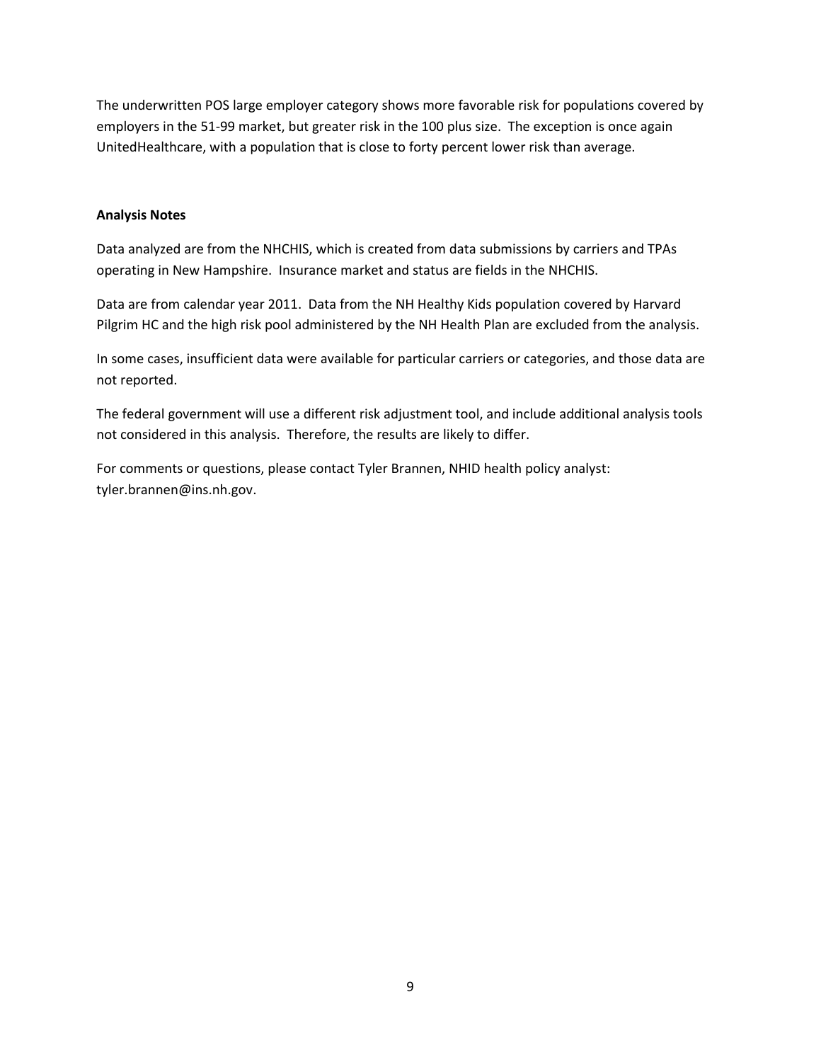The underwritten POS large employer category shows more favorable risk for populations covered by employers in the 51-99 market, but greater risk in the 100 plus size. The exception is once again UnitedHealthcare, with a population that is close to forty percent lower risk than average.

**Analysis Notes**

Data analyzed are from the NHCHIS, which is created from data submissions by carriers and TPAs operating in New Hampshire. Insurance market and status are fields in the NHCHIS.

Data are from calendar year 2011. Data from the NH Healthy Kids population covered by Harvard Pilgrim HC and the high risk pool administered by the NH Health Plan are excluded from the analysis.

In some cases, insufficient data were available for particular carriers or categories, and those data are not reported.

The federal government will use a different risk adjustment tool, and include additional analysis tools not considered in this analysis. Therefore, the results are likely to differ.

For comments or questions, please contact Tyler Brannen, NHID health policy analyst: tyler.brannen@ins.nh.gov.